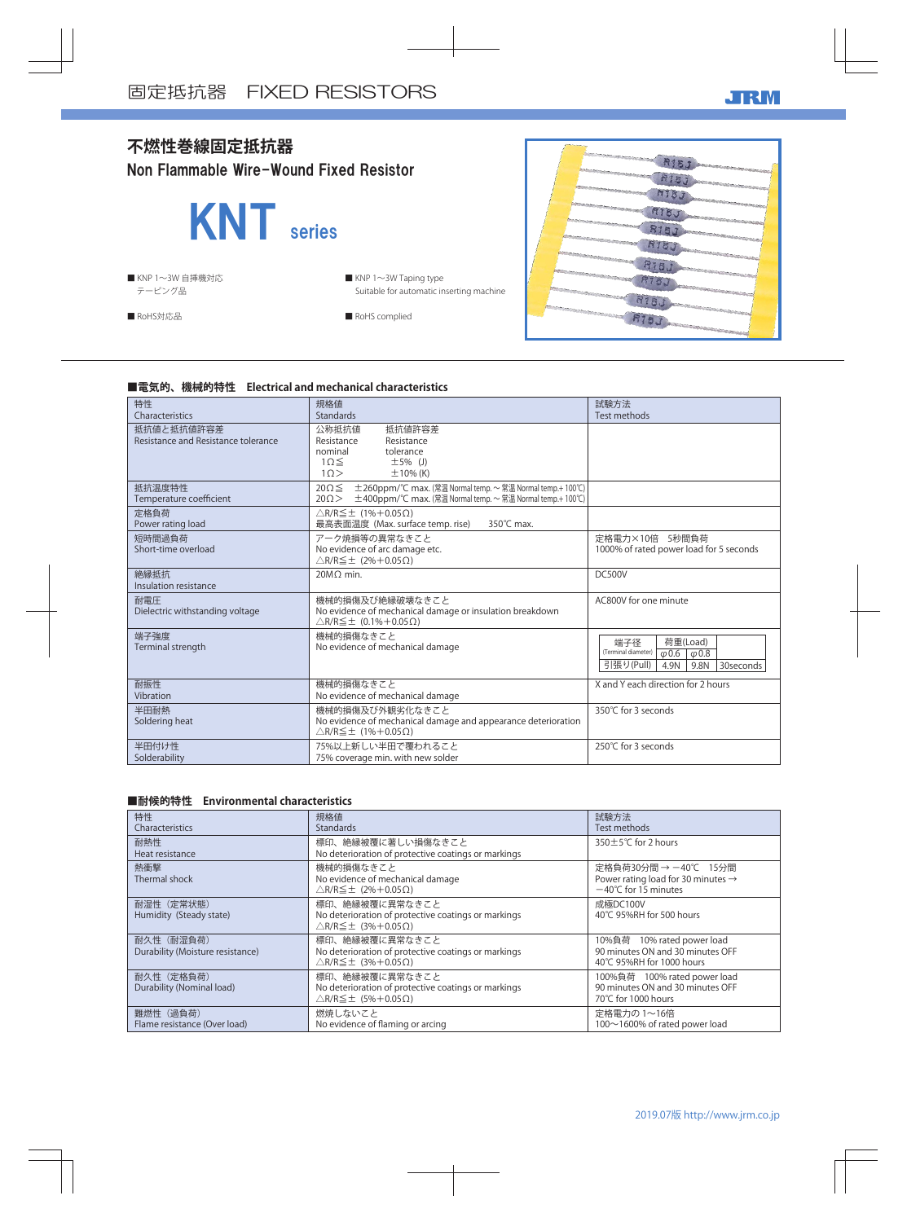固定抵抗器　FIXED RESISTORS

JRM

# 不燃性巻線固定抵抗器

## Non Flammable Wire-Wound Fixed Resistor

# KNT series

- KNP 1〜3W 自挿機対応 テーピング品
- KNP 1〜3W Taping type Suitable for automatic inserting machine
- RoHS対応品
- RoHS complied

### ■電気的、機械的特性　Electrical and mechanical characteristics

| 特性 Characteristics | 規格値 Standards | 試験方法 Test methods |
|---|---|---|
| 抵抗値と抵抗値許容差 Resistance and Resistance tolerance | 公称抵抗値 Resistance nominal / 抵抗値許容差 Resistance tolerance<br>1Ω≦　±5% (J)<br>1Ω＞　±10% (K) | |
| 抵抗温度特性 Temperature coefficient | 20Ω≦　±260ppm/℃ max. (常温 Normal temp. 〜 常温 Normal temp.+ 100℃)<br>20Ω＞　±400ppm/℃ max. (常温 Normal temp. 〜 常温 Normal temp.+ 100℃) | |
| 定格負荷 Power rating load | △R/R≦± (1%+0.05Ω)<br>最高表面温度 (Max. surface temp. rise)　350℃ max. | |
| 短時間過負荷 Short-time overload | アーク焼損等の異常なきこと<br>No evidence of arc damage etc.<br>△R/R≦± (2%+0.05Ω) | 定格電力×10倍　5秒間負荷<br>1000% of rated power load for 5 seconds |
| 絶縁抵抗 Insulation resistance | 20MΩ min. | DC500V |
| 耐電圧 Dielectric withstanding voltage | 機械的損傷及び絶縁破壊なきこと<br>No evidence of mechanical damage or insulation breakdown<br>△R/R≦± (0.1%+0.05Ω) | AC800V for one minute |
| 端子強度 Terminal strength | 機械的損傷なきこと<br>No evidence of mechanical damage | 端子径 (Terminal diameter): φ0.6 / φ0.8<br>荷重(Load) 引張り(Pull): 4.9N / 9.8N　30seconds |
| 耐振性 Vibration | 機械的損傷なきこと<br>No evidence of mechanical damage | X and Y each direction for 2 hours |
| 半田耐熱 Soldering heat | 機械的損傷及び外観劣化なきこと<br>No evidence of mechanical damage and appearance deterioration<br>△R/R≦± (1%+0.05Ω) | 350℃ for 3 seconds |
| 半田付け性 Solderability | 75%以上新しい半田で覆われること<br>75% coverage min. with new solder | 250℃ for 3 seconds |

### ■耐候的特性　Environmental characteristics

| 特性 Characteristics | 規格値 Standards | 試験方法 Test methods |
|---|---|---|
| 耐熱性 Heat resistance | 標印、絶縁被覆に著しい損傷なきこと<br>No deterioration of protective coatings or markings | 350±5℃ for 2 hours |
| 熱衝撃 Thermal shock | 機械的損傷なきこと<br>No evidence of mechanical damage<br>△R/R≦± (2%+0.05Ω) | 定格負荷30分間 → −40℃　15分間<br>Power rating load for 30 minutes → −40℃ for 15 minutes |
| 耐湿性 (定常状態) Humidity (Steady state) | 標印、絶縁被覆に異常なきこと<br>No deterioration of protective coatings or markings<br>△R/R≦± (3%+0.05Ω) | 成極DC100V<br>40℃ 95%RH for 500 hours |
| 耐久性 (耐湿負荷) Durability (Moisture resistance) | 標印、絶縁被覆に異常なきこと<br>No deterioration of protective coatings or markings<br>△R/R≦± (3%+0.05Ω) | 10%負荷　10% rated power load<br>90 minutes ON and 30 minutes OFF<br>40℃ 95%RH for 1000 hours |
| 耐久性 (定格負荷) Durability (Nominal load) | 標印、絶縁被覆に異常なきこと<br>No deterioration of protective coatings or markings<br>△R/R≦± (5%+0.05Ω) | 100%負荷　100% rated power load<br>90 minutes ON and 30 minutes OFF<br>70℃ for 1000 hours |
| 難燃性 (過負荷) Flame resistance (Over load) | 燃焼しないこと<br>No evidence of flaming or arcing | 定格電力の1〜16倍<br>100〜1600% of rated power load |

2019.07版 http://www.jrm.co.jp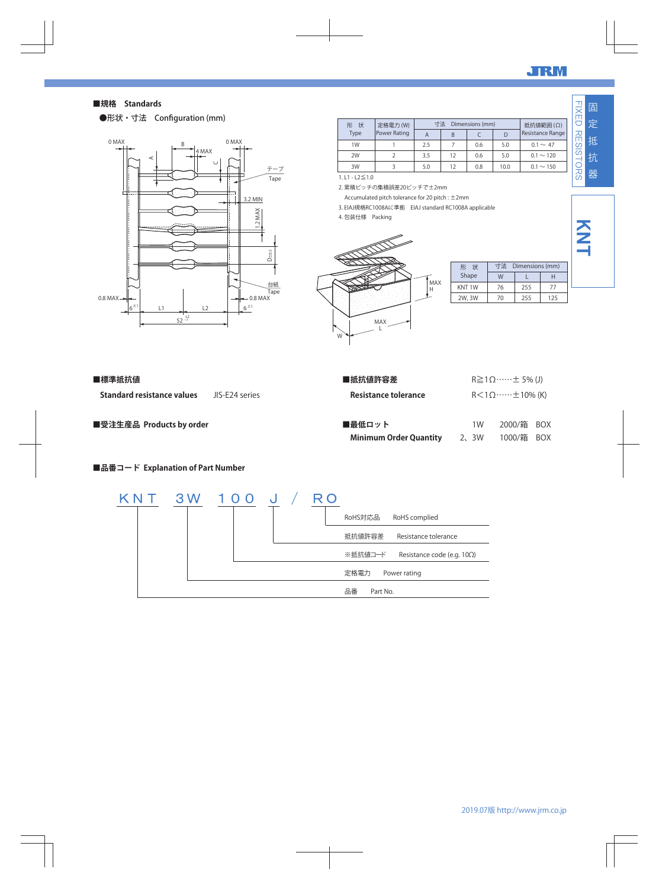■規格 Standards

●形状・寸法 Configuration (mm)

0 MAX
B
4 MAX
0 MAX
A
C
テープ
Tape
3.2 MIN
1.2 MAX
D±0.5
台紙
Tape
0.8 MAX
0.8 MAX
$6^{\pm1}$
L1
L2
$6^{\pm1}$
$52^{+2}_{-1}$

| 形 状 Type | 定格電力 (W) Power Rating | 寸法 Dimensions (mm) | | | | 抵抗値範囲 (Ω) Resistance Range |
|---|---|---|---|---|---|---|
| | | A | B | C | D | |
| 1W | 1 | 2.5 | 7 | 0.6 | 5.0 | 0.1 ～ 47 |
| 2W | 2 | 3.5 | 12 | 0.6 | 5.0 | 0.1 ～ 120 |
| 3W | 3 | 5.0 | 12 | 0.8 | 10.0 | 0.1 ～ 150 |

1. L1 - L2≦1.0
2. 累積ピッチの集積誤差20ピッチで±2mm
   Accumulated pitch tolerance for 20 pitch : ±2mm
3. EIAJ規格RC1008Aに準拠 EIAJ standard RC1008A applicable
4. 包装仕様 Packing

MAX H
MAX L
W

| 形 状 Shape | 寸法 Dimensions (mm) | | |
|---|---|---|---|
| | W | L | H |
| KNT 1W | 76 | 255 | 77 |
| 2W, 3W | 70 | 255 | 125 |

■標準抵抗値

**Standard resistance values** JIS-E24 series

■抵抗値許容差

**Resistance tolerance**

R≧1Ω……± 5% (J)

R<1Ω……±10% (K)

■受注生産品 Products by order

■最低ロット

**Minimum Order Quantity**

1W 2000/箱 BOX

2、3W 1000/箱 BOX

■品番コード Explanation of Part Number

KNT 3W 100 J / RO

- RO: RoHS対応品 RoHS complied
- J: 抵抗値許容差 Resistance tolerance
- 100: ※抵抗値コード Resistance code (e.g. 10Ω)
- 3W: 定格電力 Power rating
- KNT: 品番 Part No.

FIXED RESISTORS 固定抵抗器

KNT